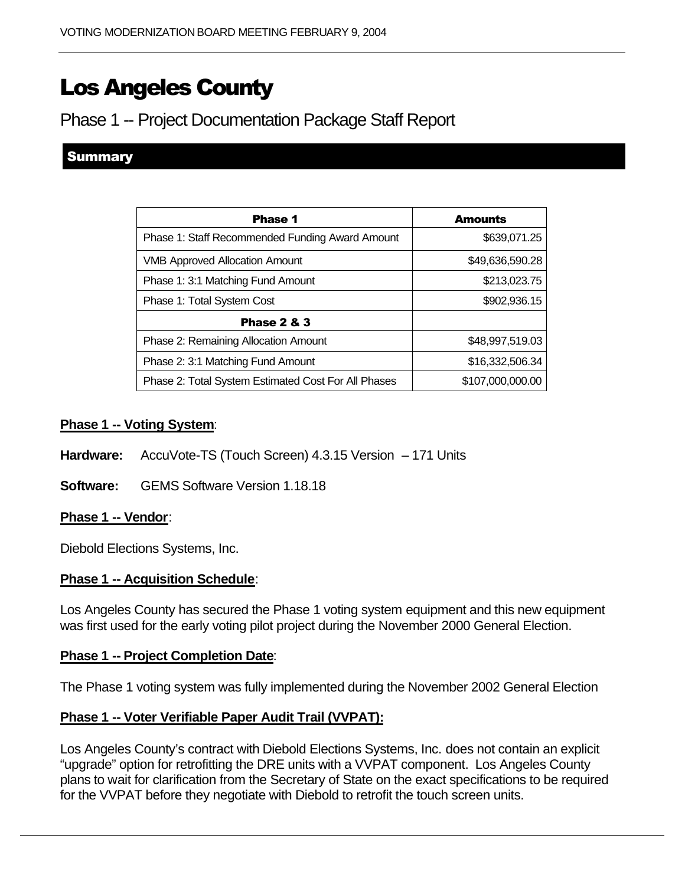# Los Angeles County

## Phase 1 -- Project Documentation Package Staff Report

### Summary

| Phase 1 | Amounts |
|---|---|
| Phase 1: Staff Recommended Funding Award Amount | $639,071.25 |
| VMB Approved Allocation Amount | $49,636,590.28 |
| Phase 1: 3:1 Matching Fund Amount | $213,023.75 |
| Phase 1: Total System Cost | $902,936.15 |
| **Phase 2 & 3** | |
| Phase 2: Remaining Allocation Amount | $48,997,519.03 |
| Phase 2: 3:1 Matching Fund Amount | $16,332,506.34 |
| Phase 2: Total System Estimated Cost For All Phases | $107,000,000.00 |

**Phase 1 -- Voting System**:

**Hardware:** AccuVote-TS (Touch Screen) 4.3.15 Version – 171 Units

**Software:** GEMS Software Version 1.18.18

**Phase 1 -- Vendor**:

Diebold Elections Systems, Inc.

**Phase 1 -- Acquisition Schedule**:

Los Angeles County has secured the Phase 1 voting system equipment and this new equipment was first used for the early voting pilot project during the November 2000 General Election.

**Phase 1 -- Project Completion Date**:

The Phase 1 voting system was fully implemented during the November 2002 General Election

**Phase 1 -- Voter Verifiable Paper Audit Trail (VVPAT):**

Los Angeles County's contract with Diebold Elections Systems, Inc. does not contain an explicit "upgrade" option for retrofitting the DRE units with a VVPAT component. Los Angeles County plans to wait for clarification from the Secretary of State on the exact specifications to be required for the VVPAT before they negotiate with Diebold to retrofit the touch screen units.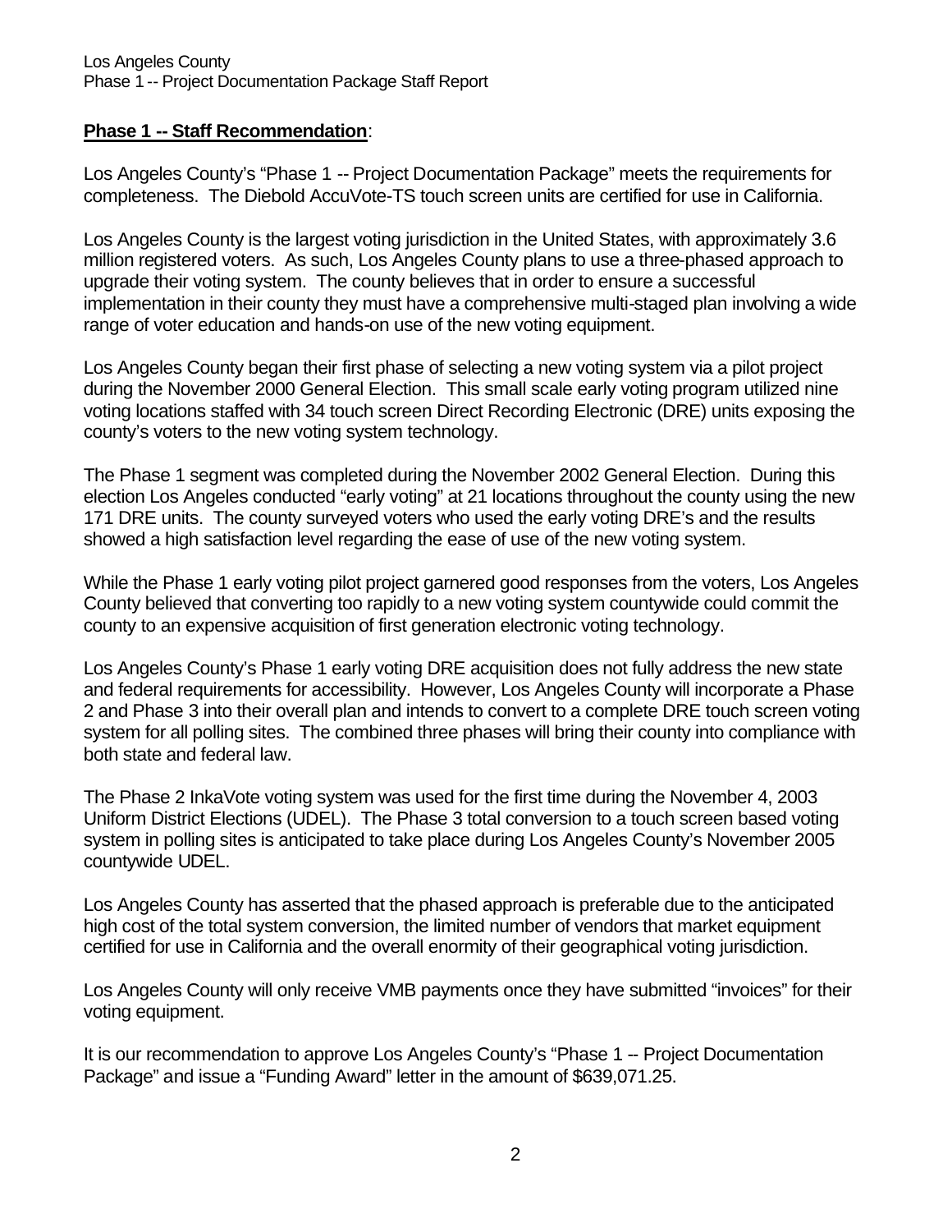**Phase 1 -- Staff Recommendation**:

Los Angeles County's "Phase 1 -- Project Documentation Package" meets the requirements for completeness. The Diebold AccuVote-TS touch screen units are certified for use in California.

Los Angeles County is the largest voting jurisdiction in the United States, with approximately 3.6 million registered voters. As such, Los Angeles County plans to use a three-phased approach to upgrade their voting system. The county believes that in order to ensure a successful implementation in their county they must have a comprehensive multi-staged plan involving a wide range of voter education and hands-on use of the new voting equipment.

Los Angeles County began their first phase of selecting a new voting system via a pilot project during the November 2000 General Election. This small scale early voting program utilized nine voting locations staffed with 34 touch screen Direct Recording Electronic (DRE) units exposing the county's voters to the new voting system technology.

The Phase 1 segment was completed during the November 2002 General Election. During this election Los Angeles conducted "early voting" at 21 locations throughout the county using the new 171 DRE units. The county surveyed voters who used the early voting DRE's and the results showed a high satisfaction level regarding the ease of use of the new voting system.

While the Phase 1 early voting pilot project garnered good responses from the voters, Los Angeles County believed that converting too rapidly to a new voting system countywide could commit the county to an expensive acquisition of first generation electronic voting technology.

Los Angeles County's Phase 1 early voting DRE acquisition does not fully address the new state and federal requirements for accessibility. However, Los Angeles County will incorporate a Phase 2 and Phase 3 into their overall plan and intends to convert to a complete DRE touch screen voting system for all polling sites. The combined three phases will bring their county into compliance with both state and federal law.

The Phase 2 InkaVote voting system was used for the first time during the November 4, 2003 Uniform District Elections (UDEL). The Phase 3 total conversion to a touch screen based voting system in polling sites is anticipated to take place during Los Angeles County's November 2005 countywide UDEL.

Los Angeles County has asserted that the phased approach is preferable due to the anticipated high cost of the total system conversion, the limited number of vendors that market equipment certified for use in California and the overall enormity of their geographical voting jurisdiction.

Los Angeles County will only receive VMB payments once they have submitted "invoices" for their voting equipment.

It is our recommendation to approve Los Angeles County's "Phase 1 -- Project Documentation Package" and issue a "Funding Award" letter in the amount of $639,071.25.